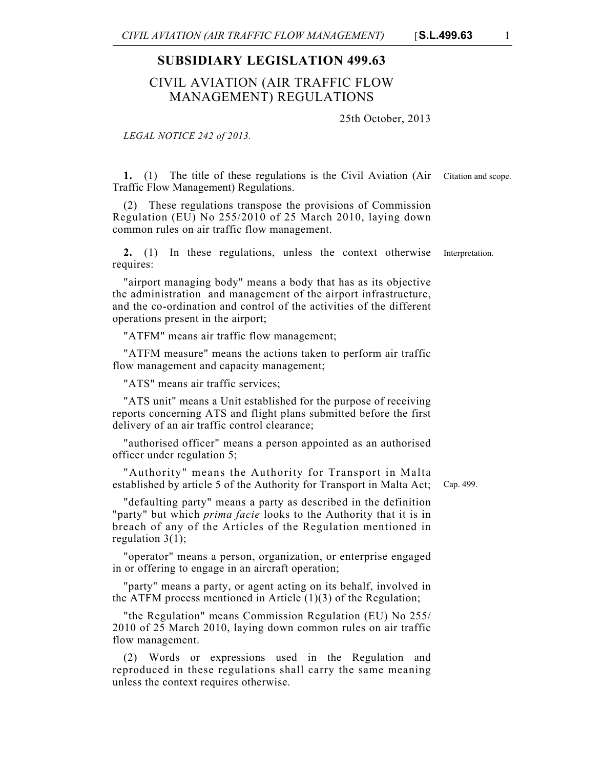# SUBSIDIARY LEGISLATION 499.63

## CIVIL AVIATION (AIR TRAFFIC FLOW MANAGEMENT) REGULATIONS

25th October, 2013

*LEGAL NOTICE 242 of 2013.*

Citation and scope.

**1.** (1) The title of these regulations is the Civil Aviation (Air Traffic Flow Management) Regulations.

(2) These regulations transpose the provisions of Commission Regulation (EU) No 255/2010 of 25 March 2010, laying down common rules on air traffic flow management.

Interpretation.

**2.** (1) In these regulations, unless the context otherwise requires:

"airport managing body" means a body that has as its objective the administration and management of the airport infrastructure, and the co-ordination and control of the activities of the different operations present in the airport;

"ATFM" means air traffic flow management;

"ATFM measure" means the actions taken to perform air traffic flow management and capacity management;

"ATS" means air traffic services;

"ATS unit" means a Unit established for the purpose of receiving reports concerning ATS and flight plans submitted before the first delivery of an air traffic control clearance;

"authorised officer" means a person appointed as an authorised officer under regulation 5;

"Authority" means the Authority for Transport in Malta established by article 5 of the Authority for Transport in Malta Act; Cap. 499.

"defaulting party" means a party as described in the definition "party" but which *prima facie* looks to the Authority that it is in breach of any of the Articles of the Regulation mentioned in regulation 3(1);

"operator" means a person, organization, or enterprise engaged in or offering to engage in an aircraft operation;

"party" means a party, or agent acting on its behalf, involved in the ATFM process mentioned in Article (1)(3) of the Regulation;

"the Regulation" means Commission Regulation (EU) No 255/2010 of 25 March 2010, laying down common rules on air traffic flow management.

(2) Words or expressions used in the Regulation and reproduced in these regulations shall carry the same meaning unless the context requires otherwise.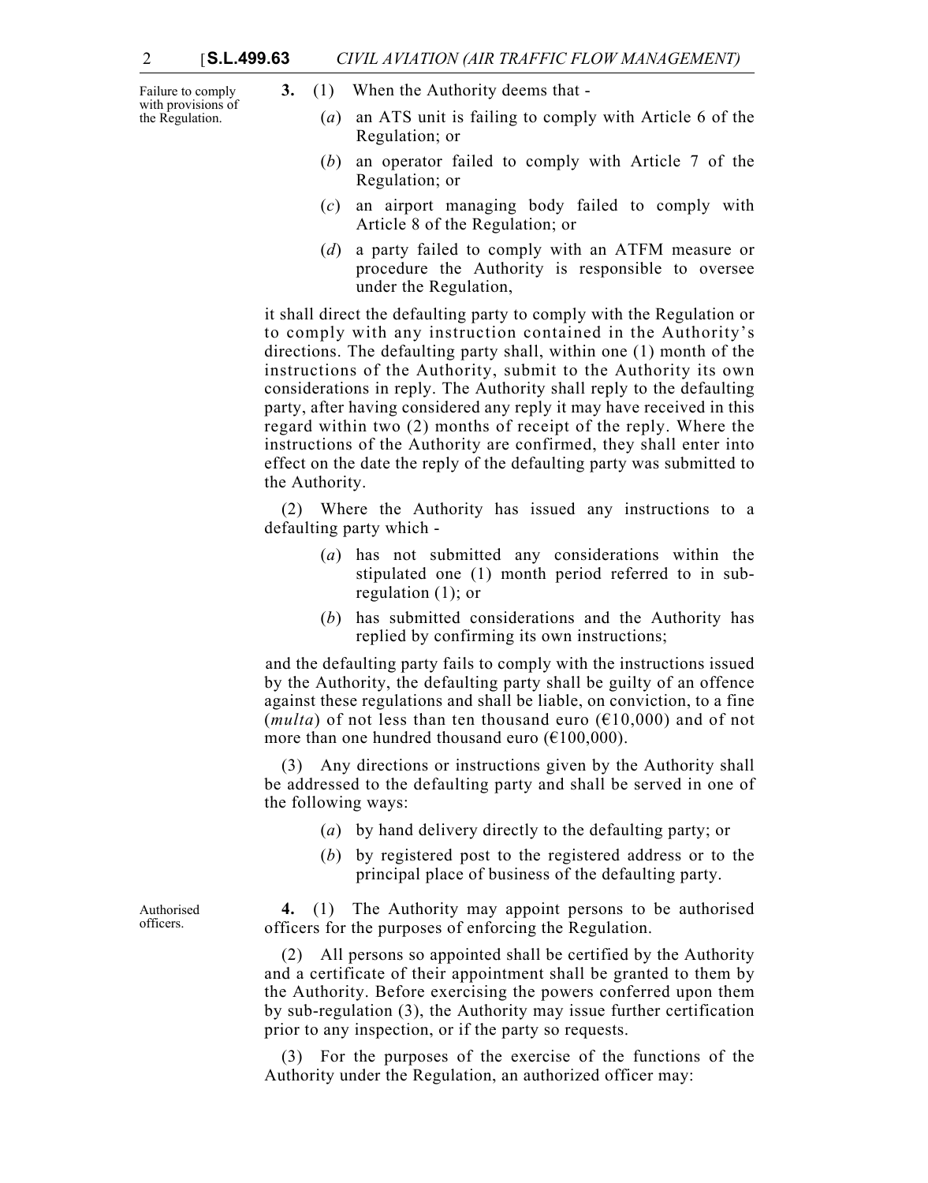Failure to comply with provisions of the Regulation.

**3.** (1) When the Authority deems that -

(*a*) an ATS unit is failing to comply with Article 6 of the Regulation; or

(*b*) an operator failed to comply with Article 7 of the Regulation; or

(*c*) an airport managing body failed to comply with Article 8 of the Regulation; or

(*d*) a party failed to comply with an ATFM measure or procedure the Authority is responsible to oversee under the Regulation,

it shall direct the defaulting party to comply with the Regulation or to comply with any instruction contained in the Authority's directions. The defaulting party shall, within one (1) month of the instructions of the Authority, submit to the Authority its own considerations in reply. The Authority shall reply to the defaulting party, after having considered any reply it may have received in this regard within two (2) months of receipt of the reply. Where the instructions of the Authority are confirmed, they shall enter into effect on the date the reply of the defaulting party was submitted to the Authority.

(2) Where the Authority has issued any instructions to a defaulting party which -

(*a*) has not submitted any considerations within the stipulated one (1) month period referred to in sub-regulation (1); or

(*b*) has submitted considerations and the Authority has replied by confirming its own instructions;

and the defaulting party fails to comply with the instructions issued by the Authority, the defaulting party shall be guilty of an offence against these regulations and shall be liable, on conviction, to a fine (*multa*) of not less than ten thousand euro (€10,000) and of not more than one hundred thousand euro (€100,000).

(3) Any directions or instructions given by the Authority shall be addressed to the defaulting party and shall be served in one of the following ways:

(*a*) by hand delivery directly to the defaulting party; or

(*b*) by registered post to the registered address or to the principal place of business of the defaulting party.

Authorised officers.

**4.** (1) The Authority may appoint persons to be authorised officers for the purposes of enforcing the Regulation.

(2) All persons so appointed shall be certified by the Authority and a certificate of their appointment shall be granted to them by the Authority. Before exercising the powers conferred upon them by sub-regulation (3), the Authority may issue further certification prior to any inspection, or if the party so requests.

(3) For the purposes of the exercise of the functions of the Authority under the Regulation, an authorized officer may: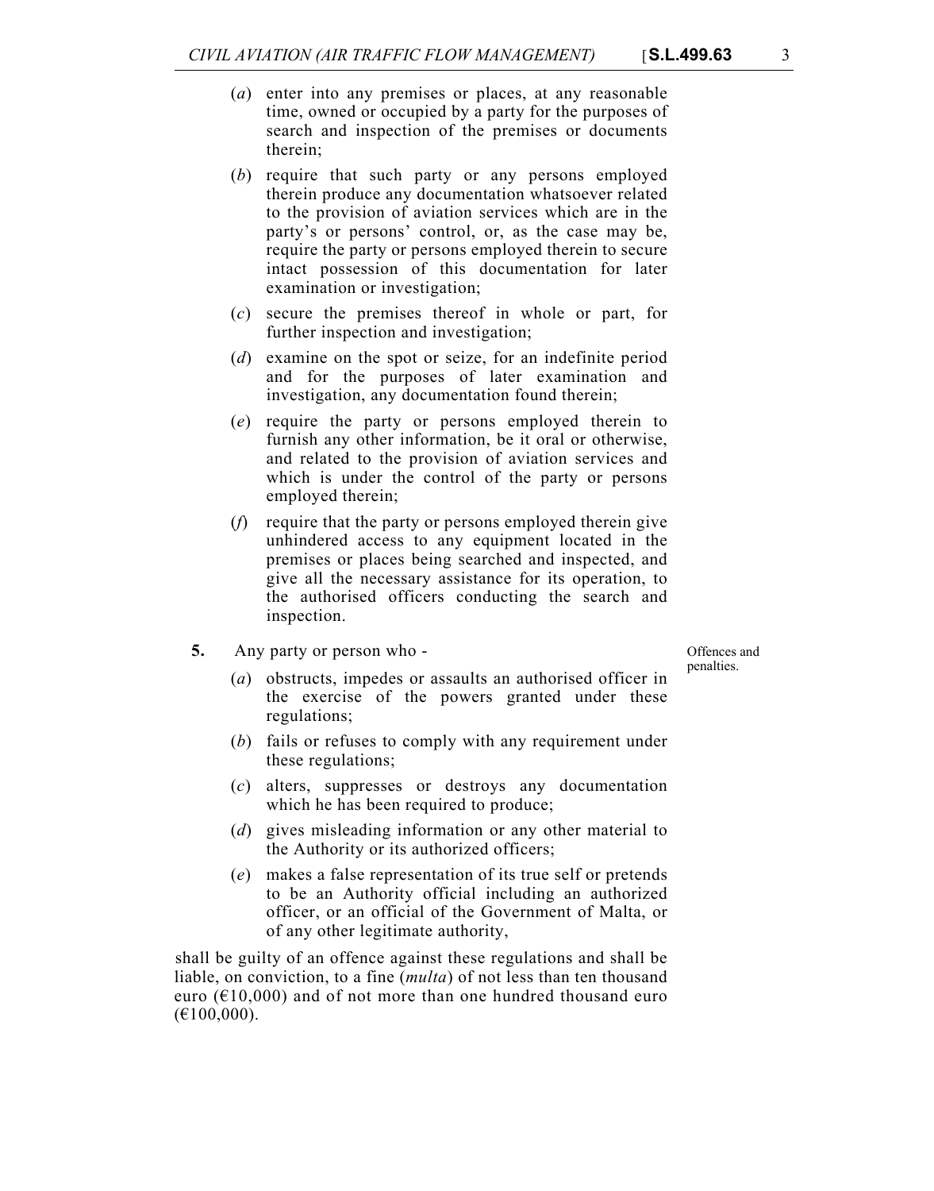(*a*) enter into any premises or places, at any reasonable time, owned or occupied by a party for the purposes of search and inspection of the premises or documents therein;

(*b*) require that such party or any persons employed therein produce any documentation whatsoever related to the provision of aviation services which are in the party's or persons' control, or, as the case may be, require the party or persons employed therein to secure intact possession of this documentation for later examination or investigation;

(*c*) secure the premises thereof in whole or part, for further inspection and investigation;

(*d*) examine on the spot or seize, for an indefinite period and for the purposes of later examination and investigation, any documentation found therein;

(*e*) require the party or persons employed therein to furnish any other information, be it oral or otherwise, and related to the provision of aviation services and which is under the control of the party or persons employed therein;

(*f*) require that the party or persons employed therein give unhindered access to any equipment located in the premises or places being searched and inspected, and give all the necessary assistance for its operation, to the authorised officers conducting the search and inspection.

Offences and penalties.

**5.** Any party or person who -

(*a*) obstructs, impedes or assaults an authorised officer in the exercise of the powers granted under these regulations;

(*b*) fails or refuses to comply with any requirement under these regulations;

(*c*) alters, suppresses or destroys any documentation which he has been required to produce;

(*d*) gives misleading information or any other material to the Authority or its authorized officers;

(*e*) makes a false representation of its true self or pretends to be an Authority official including an authorized officer, or an official of the Government of Malta, or of any other legitimate authority,

shall be guilty of an offence against these regulations and shall be liable, on conviction, to a fine (*multa*) of not less than ten thousand euro (€10,000) and of not more than one hundred thousand euro (€100,000).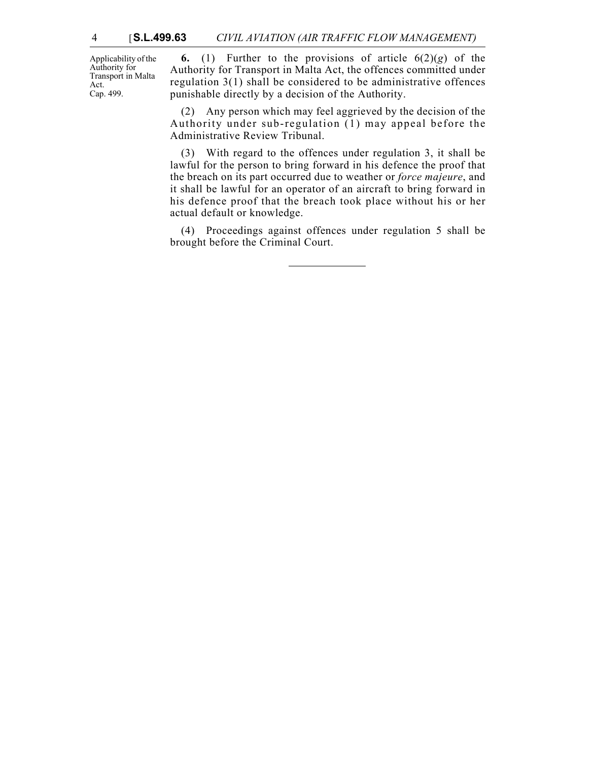Applicability of the Authority for Transport in Malta Act. Cap. 499.

**6.** (1) Further to the provisions of article 6(2)(*g*) of the Authority for Transport in Malta Act, the offences committed under regulation 3(1) shall be considered to be administrative offences punishable directly by a decision of the Authority.

(2) Any person which may feel aggrieved by the decision of the Authority under sub-regulation (1) may appeal before the Administrative Review Tribunal.

(3) With regard to the offences under regulation 3, it shall be lawful for the person to bring forward in his defence the proof that the breach on its part occurred due to weather or *force majeure*, and it shall be lawful for an operator of an aircraft to bring forward in his defence proof that the breach took place without his or her actual default or knowledge.

(4) Proceedings against offences under regulation 5 shall be brought before the Criminal Court.